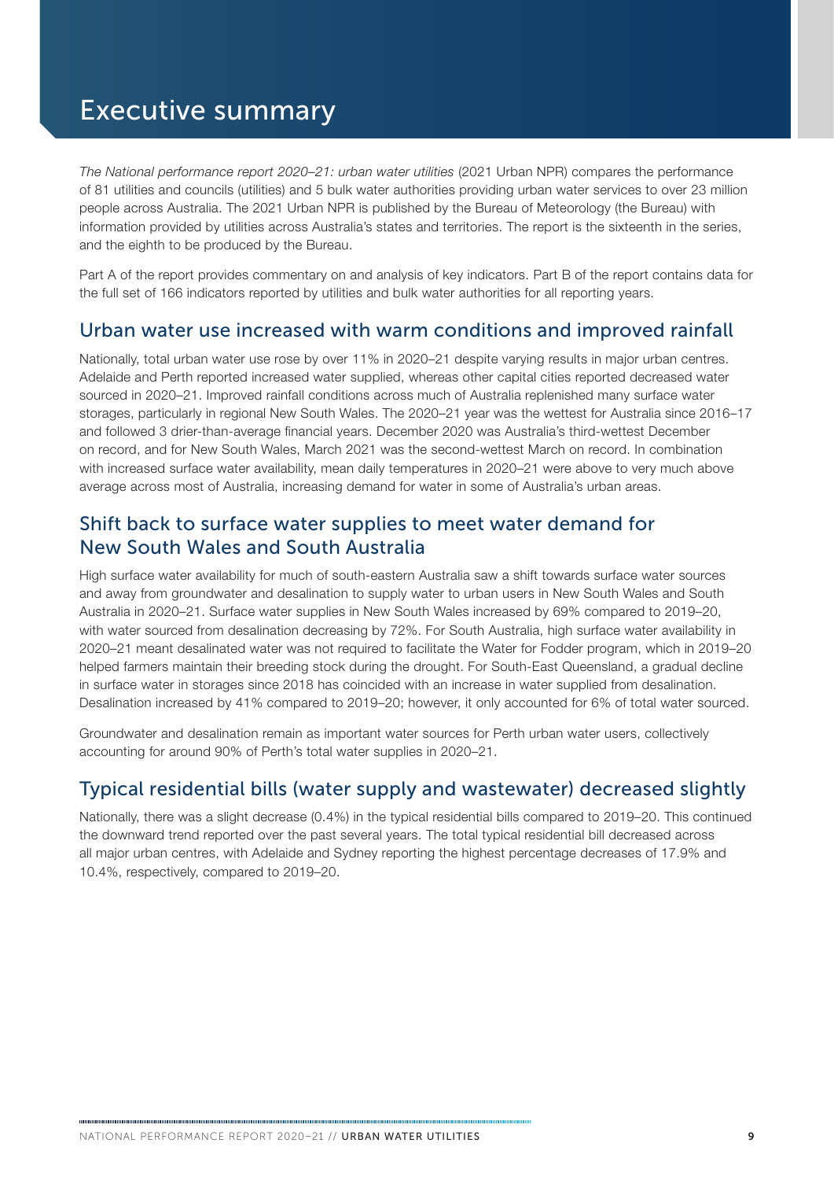# Executive summary

*The National performance report 2020–21: urban water utilities* (2021 Urban NPR) compares the performance of 81 utilities and councils (utilities) and 5 bulk water authorities providing urban water services to over 23 million people across Australia. The 2021 Urban NPR is published by the Bureau of Meteorology (the Bureau) with information provided by utilities across Australia's states and territories. The report is the sixteenth in the series, and the eighth to be produced by the Bureau.

Part A of the report provides commentary on and analysis of key indicators. Part B of the report contains data for the full set of 166 indicators reported by utilities and bulk water authorities for all reporting years.

## Urban water use increased with warm conditions and improved rainfall

Nationally, total urban water use rose by over 11% in 2020–21 despite varying results in major urban centres. Adelaide and Perth reported increased water supplied, whereas other capital cities reported decreased water sourced in 2020–21. Improved rainfall conditions across much of Australia replenished many surface water storages, particularly in regional New South Wales. The 2020–21 year was the wettest for Australia since 2016–17 and followed 3 drier-than-average financial years. December 2020 was Australia's third-wettest December on record, and for New South Wales, March 2021 was the second-wettest March on record. In combination with increased surface water availability, mean daily temperatures in 2020–21 were above to very much above average across most of Australia, increasing demand for water in some of Australia's urban areas.

## Shift back to surface water supplies to meet water demand for New South Wales and South Australia

High surface water availability for much of south-eastern Australia saw a shift towards surface water sources and away from groundwater and desalination to supply water to urban users in New South Wales and South Australia in 2020–21. Surface water supplies in New South Wales increased by 69% compared to 2019–20, with water sourced from desalination decreasing by 72%. For South Australia, high surface water availability in 2020–21 meant desalinated water was not required to facilitate the Water for Fodder program, which in 2019–20 helped farmers maintain their breeding stock during the drought. For South-East Queensland, a gradual decline in surface water in storages since 2018 has coincided with an increase in water supplied from desalination. Desalination increased by 41% compared to 2019–20; however, it only accounted for 6% of total water sourced.

Groundwater and desalination remain as important water sources for Perth urban water users, collectively accounting for around 90% of Perth's total water supplies in 2020–21.

## Typical residential bills (water supply and wastewater) decreased slightly

Nationally, there was a slight decrease (0.4%) in the typical residential bills compared to 2019–20. This continued the downward trend reported over the past several years. The total typical residential bill decreased across all major urban centres, with Adelaide and Sydney reporting the highest percentage decreases of 17.9% and 10.4%, respectively, compared to 2019–20.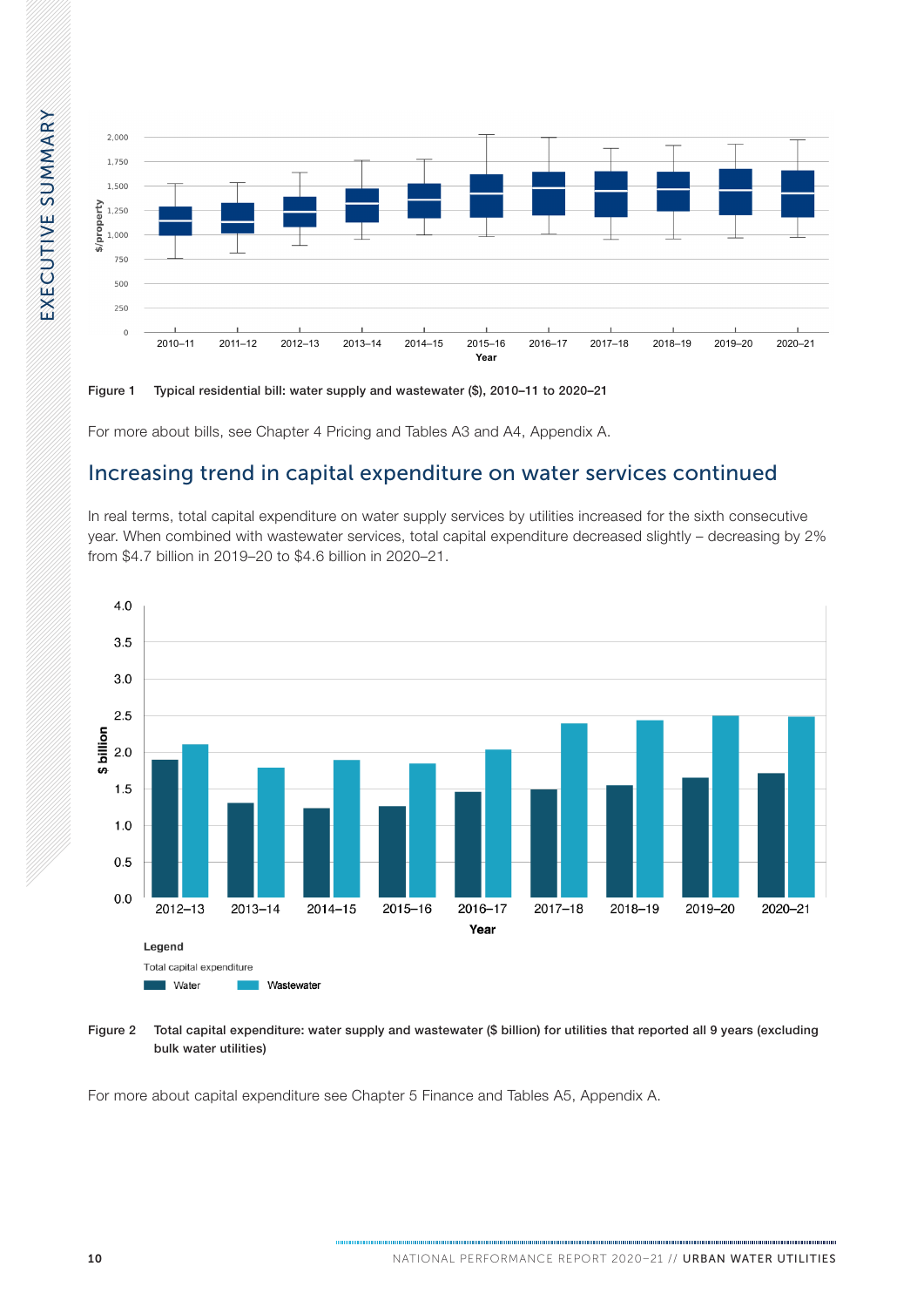2,000
1,750
1,500
1,250
1,000
750
500
250
0

$/property

2010–11 2011–12 2012–13 2013–14 2014–15 2015–16 2016–17 2017–18 2018–19 2019–20 2020–21

Year

Figure 1 Typical residential bill: water supply and wastewater ($), 2010–11 to 2020–21

For more about bills, see Chapter 4 Pricing and Tables A3 and A4, Appendix A.

## Increasing trend in capital expenditure on water services continued

In real terms, total capital expenditure on water supply services by utilities increased for the sixth consecutive year. When combined with wastewater services, total capital expenditure decreased slightly – decreasing by 2% from $4.7 billion in 2019–20 to $4.6 billion in 2020–21.

4.0
3.5
3.0
2.5
2.0
1.5
1.0
0.5
0.0

$ billion

2012–13 2013–14 2014–15 2015–16 2016–17 2017–18 2018–19 2019–20 2020–21

Year

Legend

Total capital expenditure

Water Wastewater

Figure 2 Total capital expenditure: water supply and wastewater ($ billion) for utilities that reported all 9 years (excluding bulk water utilities)

For more about capital expenditure see Chapter 5 Finance and Tables A5, Appendix A.